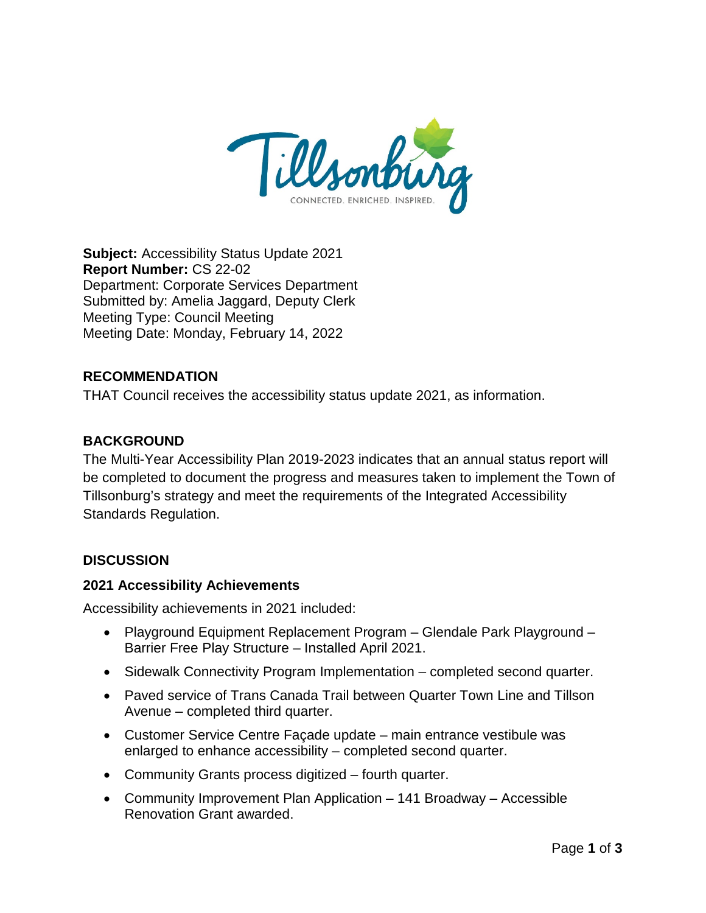**Subject:** Accessibility Status Update 2021
**Report Number:** CS 22-02
Department: Corporate Services Department
Submitted by: Amelia Jaggard, Deputy Clerk
Meeting Type: Council Meeting
Meeting Date: Monday, February 14, 2022

## RECOMMENDATION

THAT Council receives the accessibility status update 2021, as information.

## BACKGROUND

The Multi-Year Accessibility Plan 2019-2023 indicates that an annual status report will be completed to document the progress and measures taken to implement the Town of Tillsonburg's strategy and meet the requirements of the Integrated Accessibility Standards Regulation.

## DISCUSSION

### 2021 Accessibility Achievements

Accessibility achievements in 2021 included:

- Playground Equipment Replacement Program – Glendale Park Playground – Barrier Free Play Structure – Installed April 2021.
- Sidewalk Connectivity Program Implementation – completed second quarter.
- Paved service of Trans Canada Trail between Quarter Town Line and Tillson Avenue – completed third quarter.
- Customer Service Centre Façade update – main entrance vestibule was enlarged to enhance accessibility – completed second quarter.
- Community Grants process digitized – fourth quarter.
- Community Improvement Plan Application – 141 Broadway – Accessible Renovation Grant awarded.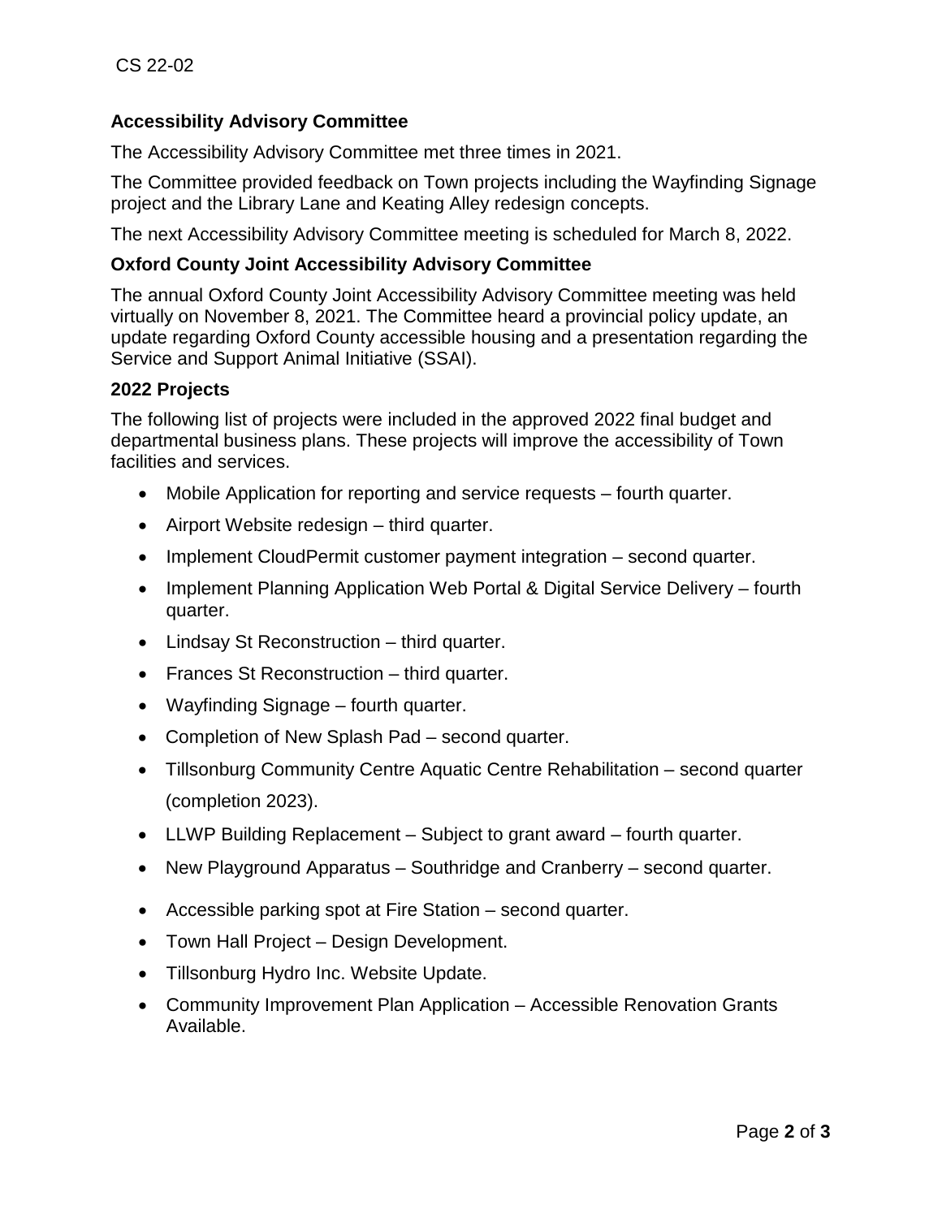CS 22-02

**Accessibility Advisory Committee**

The Accessibility Advisory Committee met three times in 2021.

The Committee provided feedback on Town projects including the Wayfinding Signage project and the Library Lane and Keating Alley redesign concepts.

The next Accessibility Advisory Committee meeting is scheduled for March 8, 2022.

**Oxford County Joint Accessibility Advisory Committee**

The annual Oxford County Joint Accessibility Advisory Committee meeting was held virtually on November 8, 2021. The Committee heard a provincial policy update, an update regarding Oxford County accessible housing and a presentation regarding the Service and Support Animal Initiative (SSAI).

**2022 Projects**

The following list of projects were included in the approved 2022 final budget and departmental business plans. These projects will improve the accessibility of Town facilities and services.

- Mobile Application for reporting and service requests – fourth quarter.
- Airport Website redesign – third quarter.
- Implement CloudPermit customer payment integration – second quarter.
- Implement Planning Application Web Portal & Digital Service Delivery – fourth quarter.
- Lindsay St Reconstruction – third quarter.
- Frances St Reconstruction – third quarter.
- Wayfinding Signage – fourth quarter.
- Completion of New Splash Pad – second quarter.
- Tillsonburg Community Centre Aquatic Centre Rehabilitation – second quarter (completion 2023).
- LLWP Building Replacement – Subject to grant award – fourth quarter.
- New Playground Apparatus – Southridge and Cranberry – second quarter.
- Accessible parking spot at Fire Station – second quarter.
- Town Hall Project – Design Development.
- Tillsonburg Hydro Inc. Website Update.
- Community Improvement Plan Application – Accessible Renovation Grants Available.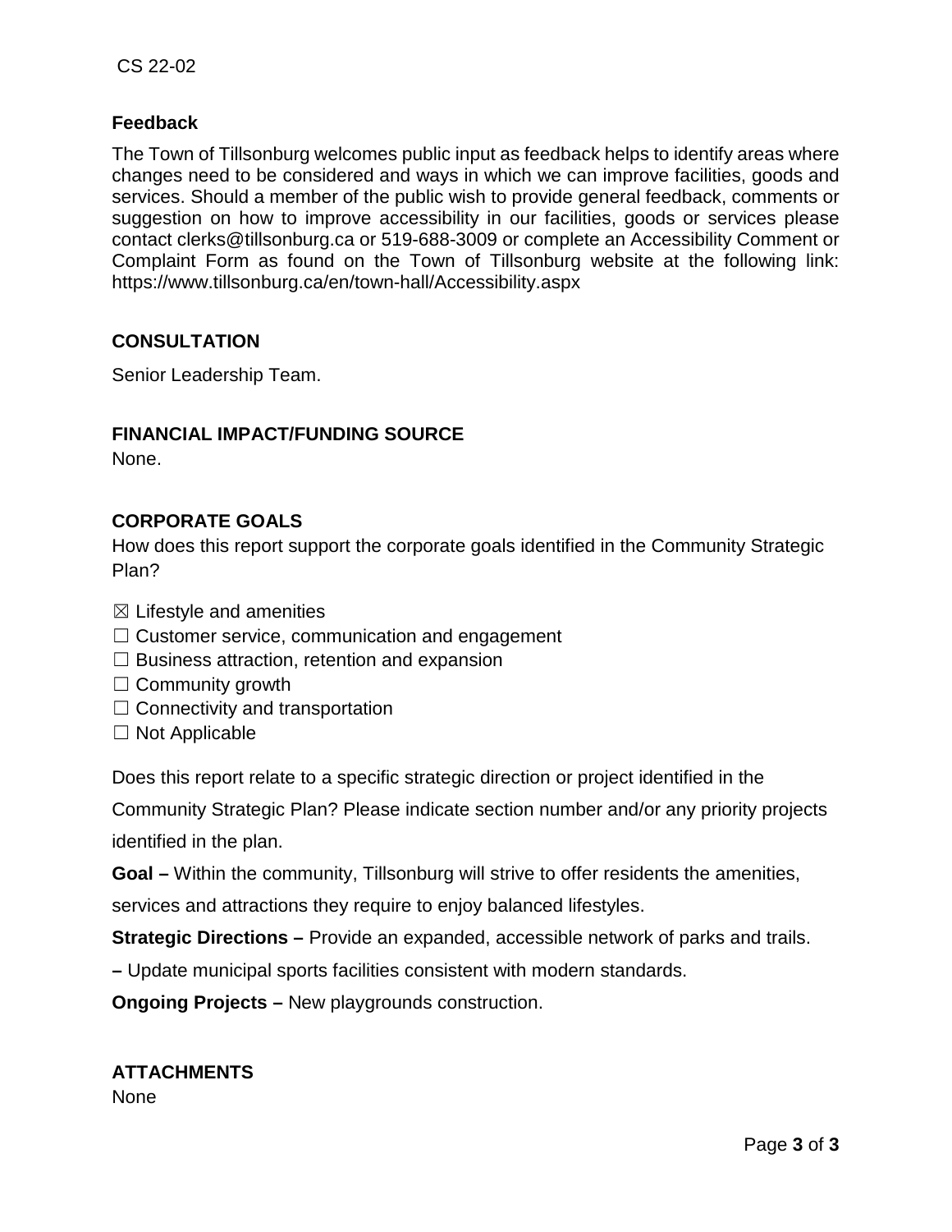### Feedback

The Town of Tillsonburg welcomes public input as feedback helps to identify areas where changes need to be considered and ways in which we can improve facilities, goods and services. Should a member of the public wish to provide general feedback, comments or suggestion on how to improve accessibility in our facilities, goods or services please contact clerks@tillsonburg.ca or 519-688-3009 or complete an Accessibility Comment or Complaint Form as found on the Town of Tillsonburg website at the following link: https://www.tillsonburg.ca/en/town-hall/Accessibility.aspx

## CONSULTATION

Senior Leadership Team.

## FINANCIAL IMPACT/FUNDING SOURCE

None.

## CORPORATE GOALS

How does this report support the corporate goals identified in the Community Strategic Plan?

☒ Lifestyle and amenities
☐ Customer service, communication and engagement
☐ Business attraction, retention and expansion
☐ Community growth
☐ Connectivity and transportation
☐ Not Applicable

Does this report relate to a specific strategic direction or project identified in the Community Strategic Plan? Please indicate section number and/or any priority projects identified in the plan.

**Goal –** Within the community, Tillsonburg will strive to offer residents the amenities, services and attractions they require to enjoy balanced lifestyles.

**Strategic Directions –** Provide an expanded, accessible network of parks and trails.

**–** Update municipal sports facilities consistent with modern standards.

**Ongoing Projects –** New playgrounds construction.

## ATTACHMENTS

None